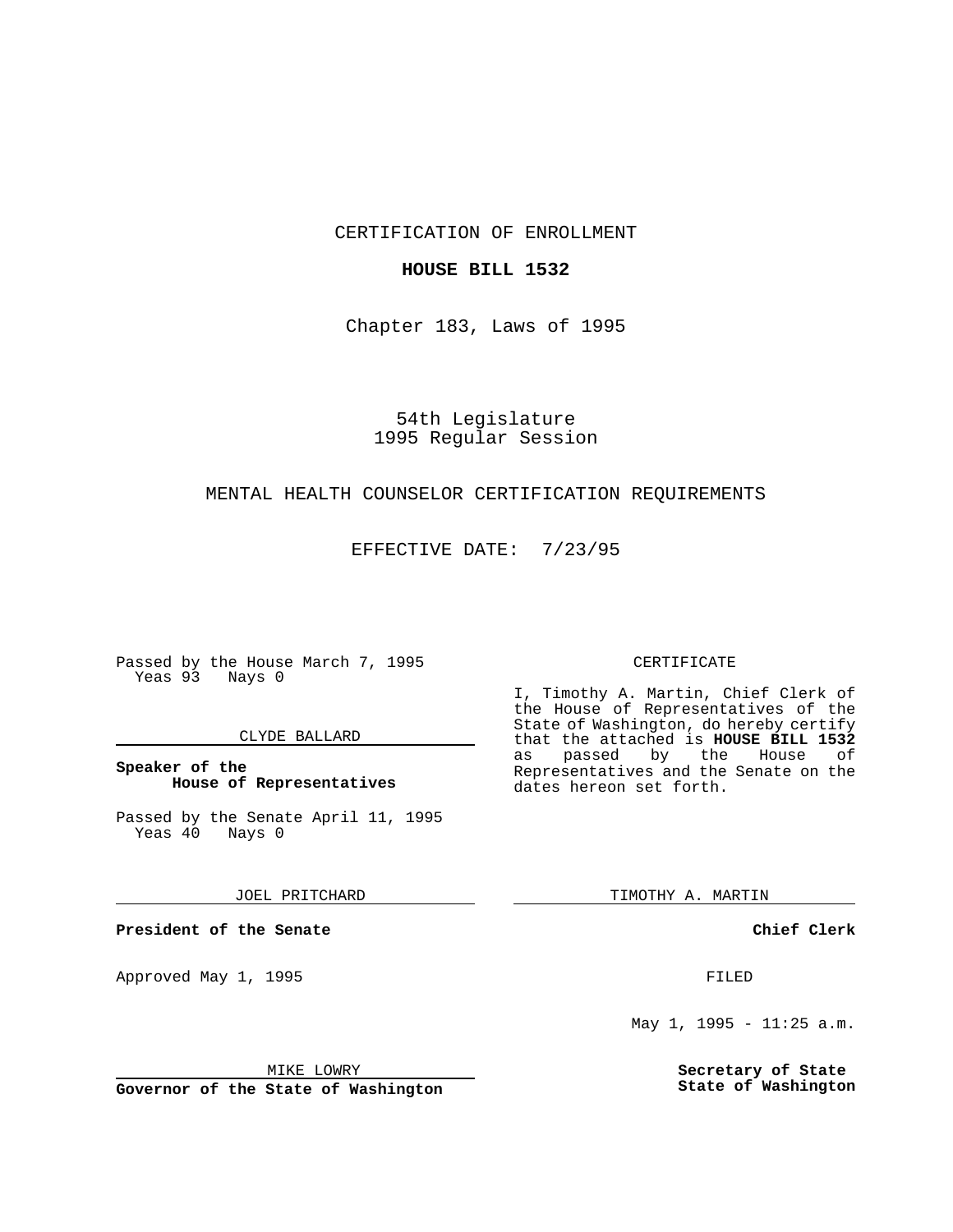CERTIFICATION OF ENROLLMENT

**HOUSE BILL 1532**

Chapter 183, Laws of 1995

54th Legislature
1995 Regular Session

MENTAL HEALTH COUNSELOR CERTIFICATION REQUIREMENTS

EFFECTIVE DATE: 7/23/95

Passed by the House March 7, 1995
Yeas 93 Nays 0

CLYDE BALLARD

**Speaker of the House of Representatives**

Passed by the Senate April 11, 1995
Yeas 40 Nays 0

JOEL PRITCHARD

**President of the Senate**

Approved May 1, 1995

MIKE LOWRY

**Governor of the State of Washington**

CERTIFICATE

I, Timothy A. Martin, Chief Clerk of the House of Representatives of the State of Washington, do hereby certify that the attached is **HOUSE BILL 1532** as passed by the House of Representatives and the Senate on the dates hereon set forth.

TIMOTHY A. MARTIN

**Chief Clerk**

FILED

May 1, 1995 - 11:25 a.m.

**Secretary of State**
**State of Washington**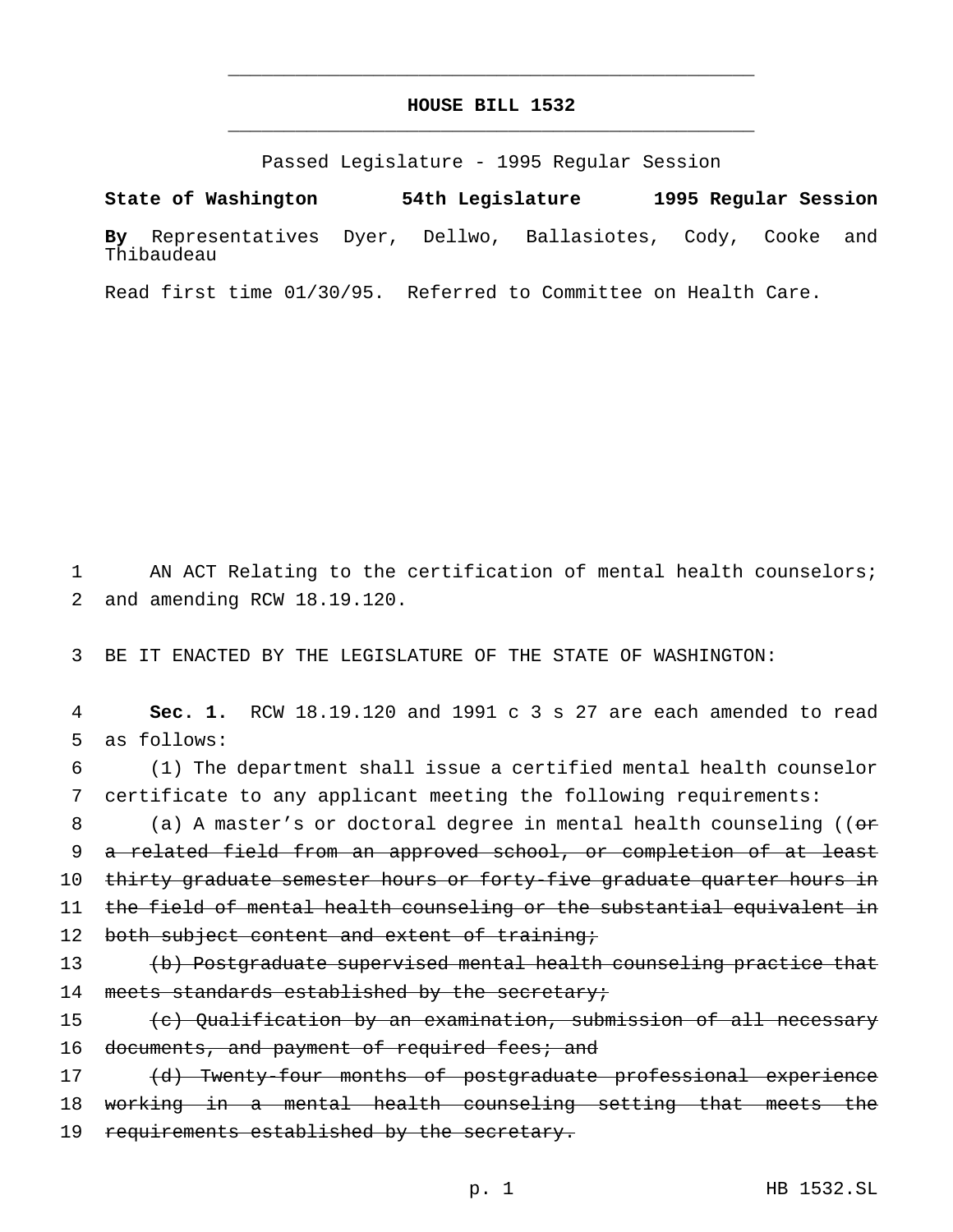# HOUSE BILL 1532

Passed Legislature - 1995 Regular Session

**State of Washington 54th Legislature 1995 Regular Session**

**By** Representatives Dyer, Dellwo, Ballasiotes, Cody, Cooke and Thibaudeau

Read first time 01/30/95. Referred to Committee on Health Care.

AN ACT Relating to the certification of mental health counselors; and amending RCW 18.19.120.

BE IT ENACTED BY THE LEGISLATURE OF THE STATE OF WASHINGTON:

**Sec. 1.** RCW 18.19.120 and 1991 c 3 s 27 are each amended to read as follows:

(1) The department shall issue a certified mental health counselor certificate to any applicant meeting the following requirements:

(a) A master's or doctoral degree in mental health counseling ((~~or a related field from an approved school, or completion of at least thirty graduate semester hours or forty-five graduate quarter hours in the field of mental health counseling or the substantial equivalent in both subject content and extent of training;~~

~~(b) Postgraduate supervised mental health counseling practice that meets standards established by the secretary;~~

~~(c) Qualification by an examination, submission of all necessary documents, and payment of required fees; and~~

~~(d) Twenty-four months of postgraduate professional experience working in a mental health counseling setting that meets the requirements established by the secretary.~~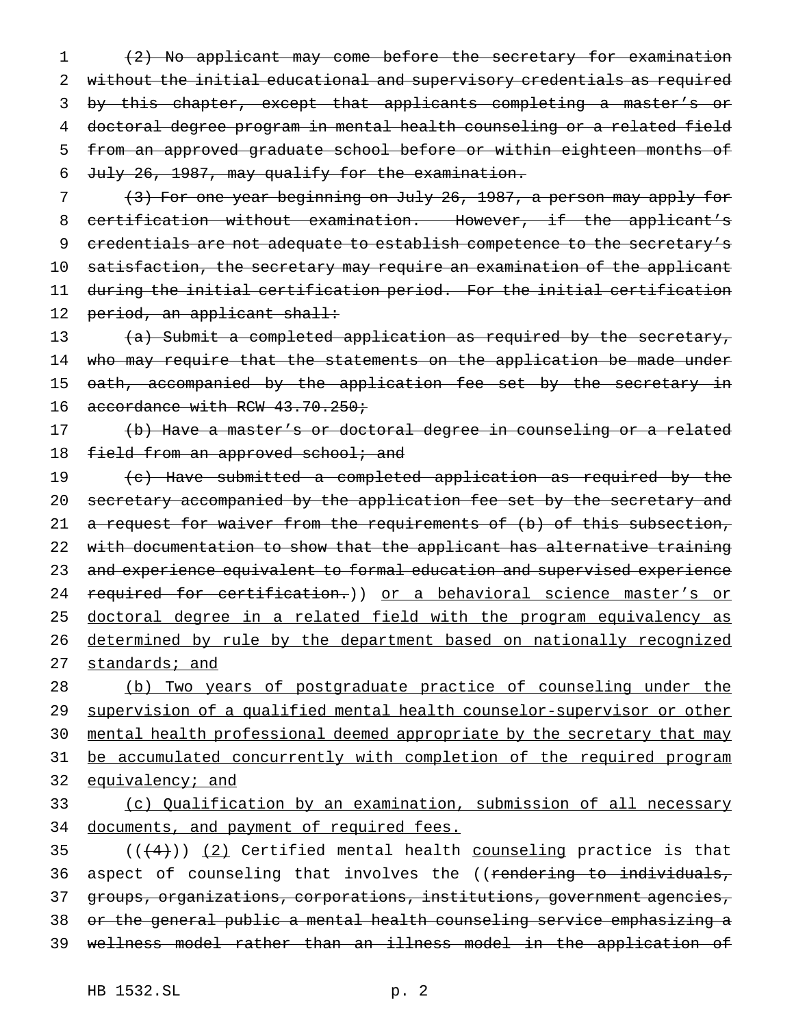~~(2) No applicant may come before the secretary for examination without the initial educational and supervisory credentials as required by this chapter, except that applicants completing a master's or doctoral degree program in mental health counseling or a related field from an approved graduate school before or within eighteen months of July 26, 1987, may qualify for the examination.~~

~~(3) For one year beginning on July 26, 1987, a person may apply for certification without examination. However, if the applicant's credentials are not adequate to establish competence to the secretary's satisfaction, the secretary may require an examination of the applicant during the initial certification period. For the initial certification period, an applicant shall:~~

~~(a) Submit a completed application as required by the secretary, who may require that the statements on the application be made under oath, accompanied by the application fee set by the secretary in accordance with RCW 43.70.250;~~

~~(b) Have a master's or doctoral degree in counseling or a related field from an approved school; and~~

~~(c) Have submitted a completed application as required by the secretary accompanied by the application fee set by the secretary and a request for waiver from the requirements of (b) of this subsection, with documentation to show that the applicant has alternative training and experience equivalent to formal education and supervised experience required for certification.~~)) <u>or a behavioral science master's or doctoral degree in a related field with the program equivalency as determined by rule by the department based on nationally recognized standards; and</u>

<u>(b) Two years of postgraduate practice of counseling under the supervision of a qualified mental health counselor-supervisor or other mental health professional deemed appropriate by the secretary that may be accumulated concurrently with completion of the required program equivalency; and</u>

<u>(c) Qualification by an examination, submission of all necessary documents, and payment of required fees.</u>

((~~(4)~~)) <u>(2)</u> Certified mental health <u>counseling</u> practice is that aspect of counseling that involves the ((~~rendering to individuals, groups, organizations, corporations, institutions, government agencies, or the general public a mental health counseling service emphasizing a wellness model rather than an illness model in the application of~~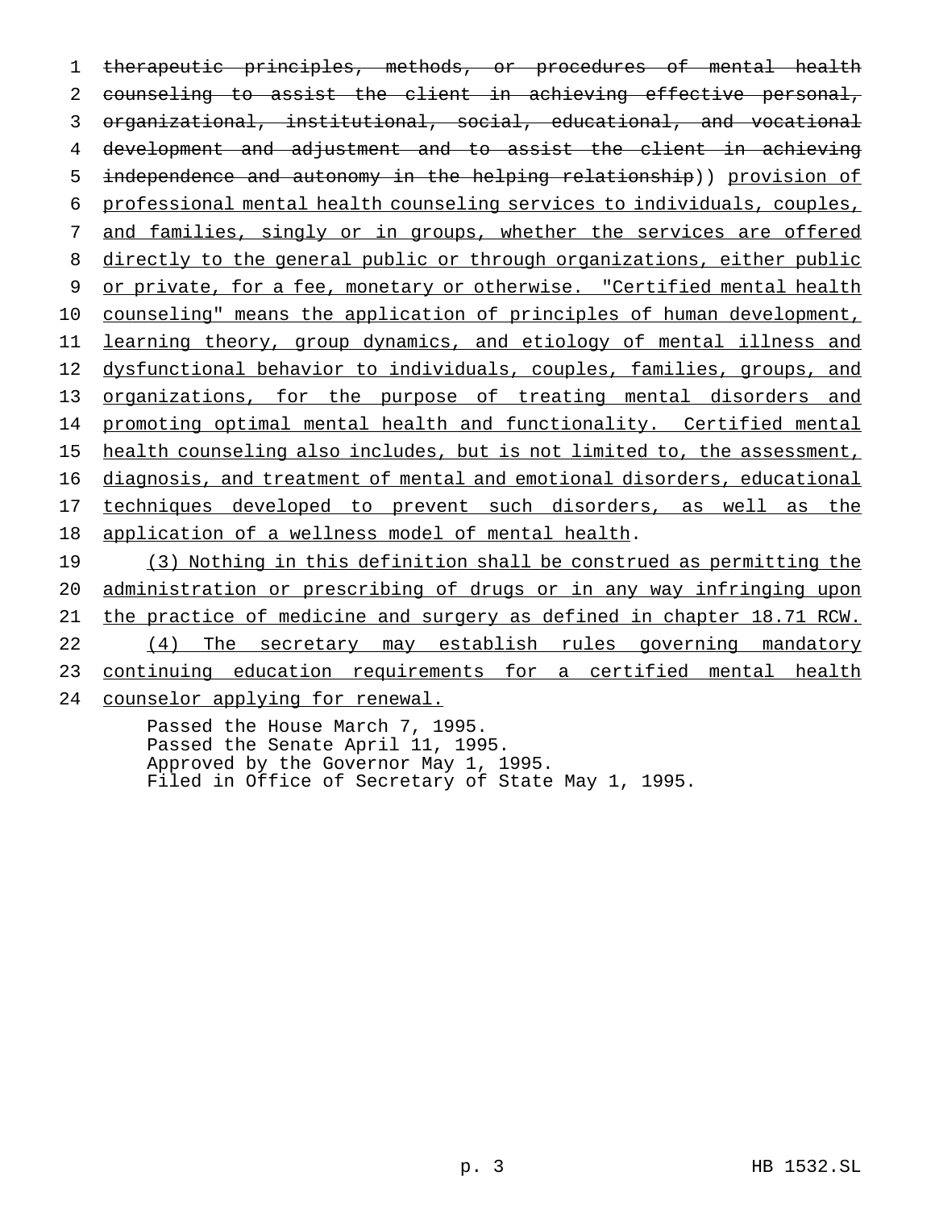~~therapeutic principles, methods, or procedures of mental health counseling to assist the client in achieving effective personal, organizational, institutional, social, educational, and vocational development and adjustment and to assist the client in achieving independence and autonomy in the helping relationship~~)) provision of professional mental health counseling services to individuals, couples, and families, singly or in groups, whether the services are offered directly to the general public or through organizations, either public or private, for a fee, monetary or otherwise. "Certified mental health counseling" means the application of principles of human development, learning theory, group dynamics, and etiology of mental illness and dysfunctional behavior to individuals, couples, families, groups, and organizations, for the purpose of treating mental disorders and promoting optimal mental health and functionality. Certified mental health counseling also includes, but is not limited to, the assessment, diagnosis, and treatment of mental and emotional disorders, educational techniques developed to prevent such disorders, as well as the application of a wellness model of mental health.

(3) Nothing in this definition shall be construed as permitting the administration or prescribing of drugs or in any way infringing upon the practice of medicine and surgery as defined in chapter 18.71 RCW.

(4) The secretary may establish rules governing mandatory continuing education requirements for a certified mental health counselor applying for renewal.

Passed the House March 7, 1995.
Passed the Senate April 11, 1995.
Approved by the Governor May 1, 1995.
Filed in Office of Secretary of State May 1, 1995.